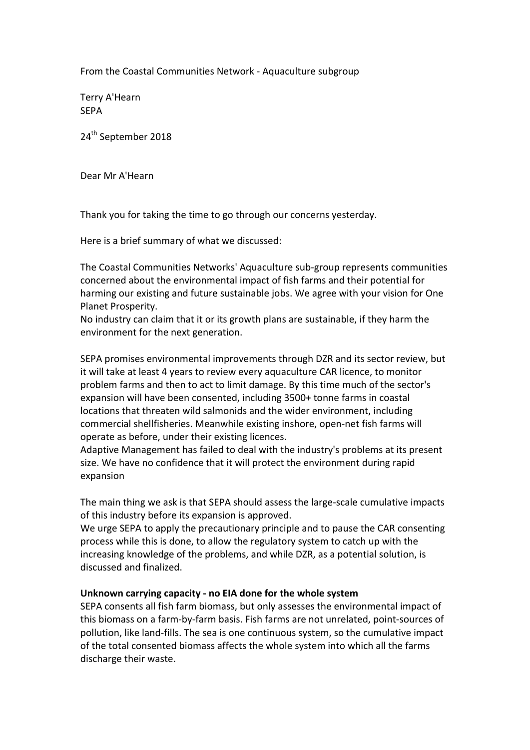From the Coastal Communities Network - Aquaculture subgroup

Terry A'Hearn
SEPA

24th September 2018

Dear Mr A'Hearn

Thank you for taking the time to go through our concerns yesterday.

Here is a brief summary of what we discussed:

The Coastal Communities Networks' Aquaculture sub-group represents communities concerned about the environmental impact of fish farms and their potential for harming our existing and future sustainable jobs. We agree with your vision for One Planet Prosperity.
No industry can claim that it or its growth plans are sustainable, if they harm the environment for the next generation.

SEPA promises environmental improvements through DZR and its sector review, but it will take at least 4 years to review every aquaculture CAR licence, to monitor problem farms and then to act to limit damage. By this time much of the sector's expansion will have been consented, including 3500+ tonne farms in coastal locations that threaten wild salmonids and the wider environment, including commercial shellfisheries. Meanwhile existing inshore, open-net fish farms will operate as before, under their existing licences.
Adaptive Management has failed to deal with the industry's problems at its present size. We have no confidence that it will protect the environment during rapid expansion

The main thing we ask is that SEPA should assess the large-scale cumulative impacts of this industry before its expansion is approved.
We urge SEPA to apply the precautionary principle and to pause the CAR consenting process while this is done, to allow the regulatory system to catch up with the increasing knowledge of the problems, and while DZR, as a potential solution, is discussed and finalized.

**Unknown carrying capacity - no EIA done for the whole system**
SEPA consents all fish farm biomass, but only assesses the environmental impact of this biomass on a farm-by-farm basis. Fish farms are not unrelated, point-sources of pollution, like land-fills. The sea is one continuous system, so the cumulative impact of the total consented biomass affects the whole system into which all the farms discharge their waste.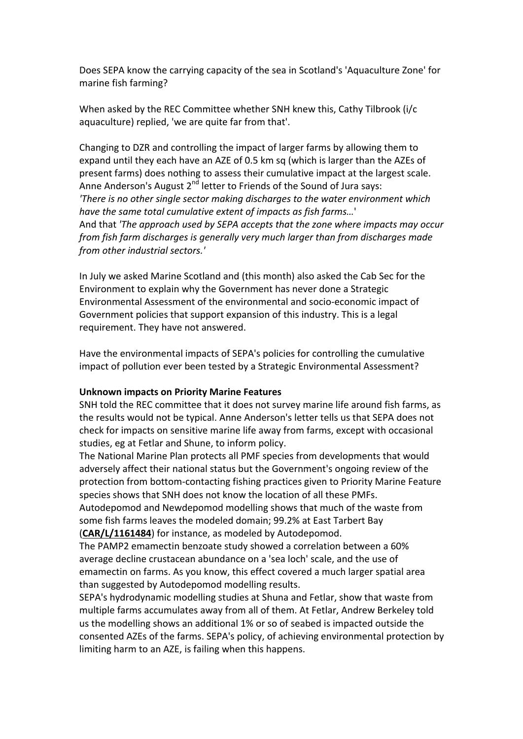Does SEPA know the carrying capacity of the sea in Scotland's 'Aquaculture Zone' for marine fish farming?

When asked by the REC Committee whether SNH knew this, Cathy Tilbrook (i/c aquaculture) replied, 'we are quite far from that'.

Changing to DZR and controlling the impact of larger farms by allowing them to expand until they each have an AZE of 0.5 km sq (which is larger than the AZEs of present farms) does nothing to assess their cumulative impact at the largest scale. Anne Anderson's August 2nd letter to Friends of the Sound of Jura says:
*'There is no other single sector making discharges to the water environment which have the same total cumulative extent of impacts as fish farms…'*
And that *'The approach used by SEPA accepts that the zone where impacts may occur from fish farm discharges is generally very much larger than from discharges made from other industrial sectors.'*

In July we asked Marine Scotland and (this month) also asked the Cab Sec for the Environment to explain why the Government has never done a Strategic Environmental Assessment of the environmental and socio-economic impact of Government policies that support expansion of this industry. This is a legal requirement. They have not answered.

Have the environmental impacts of SEPA's policies for controlling the cumulative impact of pollution ever been tested by a Strategic Environmental Assessment?

**Unknown impacts on Priority Marine Features**

SNH told the REC committee that it does not survey marine life around fish farms, as the results would not be typical. Anne Anderson's letter tells us that SEPA does not check for impacts on sensitive marine life away from farms, except with occasional studies, eg at Fetlar and Shune, to inform policy.
The National Marine Plan protects all PMF species from developments that would adversely affect their national status but the Government's ongoing review of the protection from bottom-contacting fishing practices given to Priority Marine Feature species shows that SNH does not know the location of all these PMFs.
Autodepomod and Newdepomod modelling shows that much of the waste from some fish farms leaves the modeled domain; 99.2% at East Tarbert Bay (**CAR/L/1161484**) for instance, as modeled by Autodepomod.
The PAMP2 emamectin benzoate study showed a correlation between a 60% average decline crustacean abundance on a 'sea loch' scale, and the use of emamectin on farms. As you know, this effect covered a much larger spatial area than suggested by Autodepomod modelling results.
SEPA's hydrodynamic modelling studies at Shuna and Fetlar, show that waste from multiple farms accumulates away from all of them. At Fetlar, Andrew Berkeley told us the modelling shows an additional 1% or so of seabed is impacted outside the consented AZEs of the farms. SEPA's policy, of achieving environmental protection by limiting harm to an AZE, is failing when this happens.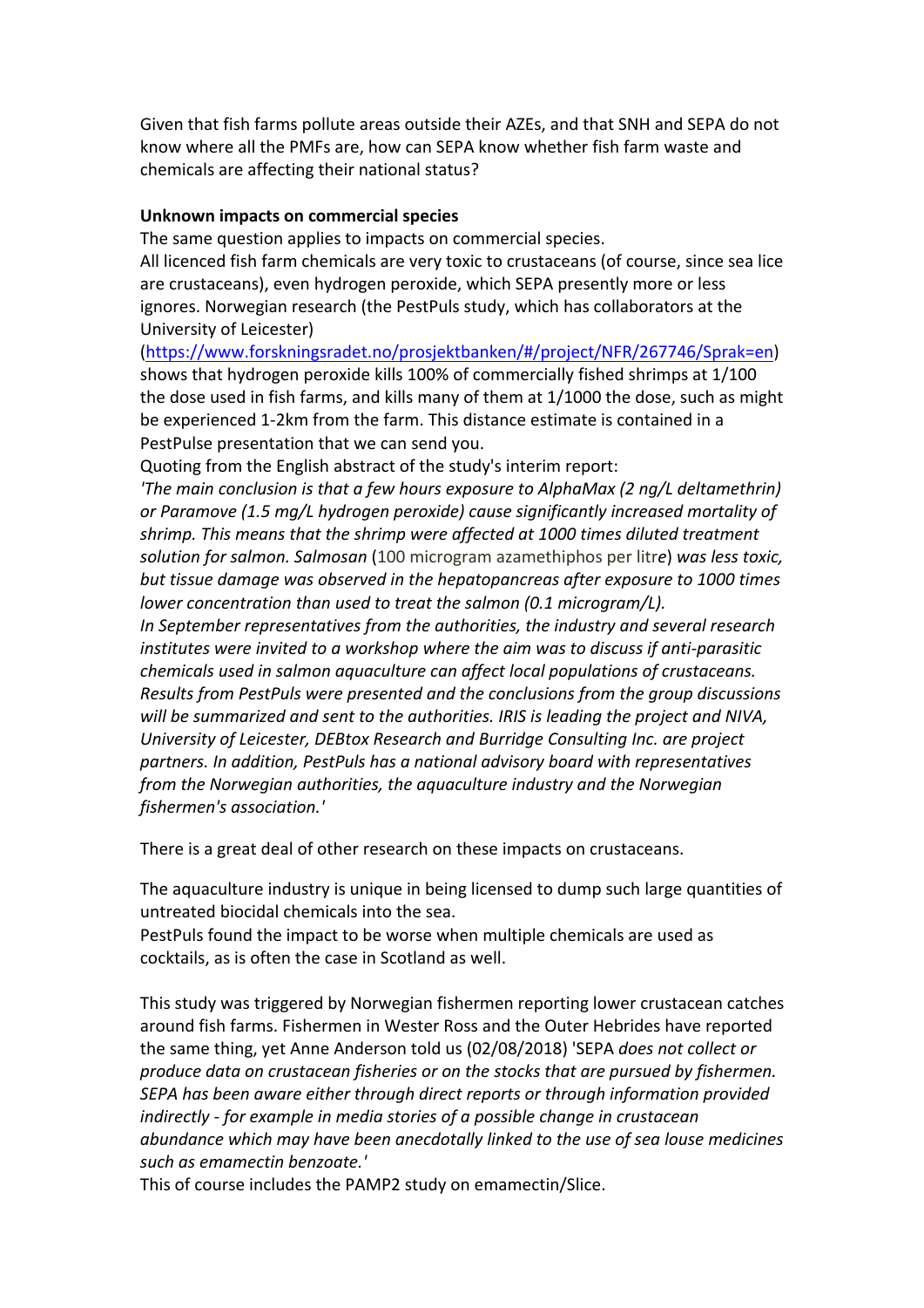Given that fish farms pollute areas outside their AZEs, and that SNH and SEPA do not know where all the PMFs are, how can SEPA know whether fish farm waste and chemicals are affecting their national status?

**Unknown impacts on commercial species**

The same question applies to impacts on commercial species.
All licenced fish farm chemicals are very toxic to crustaceans (of course, since sea lice are crustaceans), even hydrogen peroxide, which SEPA presently more or less ignores. Norwegian research (the PestPuls study, which has collaborators at the University of Leicester) (https://www.forskningsradet.no/prosjektbanken/#/project/NFR/267746/Sprak=en) shows that hydrogen peroxide kills 100% of commercially fished shrimps at 1/100 the dose used in fish farms, and kills many of them at 1/1000 the dose, such as might be experienced 1-2km from the farm. This distance estimate is contained in a PestPulse presentation that we can send you.
Quoting from the English abstract of the study's interim report:
*'The main conclusion is that a few hours exposure to AlphaMax (2 ng/L deltamethrin) or Paramove (1.5 mg/L hydrogen peroxide) cause significantly increased mortality of shrimp. This means that the shrimp were affected at 1000 times diluted treatment solution for salmon. Salmosan* (100 microgram azamethiphos per litre) *was less toxic, but tissue damage was observed in the hepatopancreas after exposure to 1000 times lower concentration than used to treat the salmon (0.1 microgram/L).*
*In September representatives from the authorities, the industry and several research institutes were invited to a workshop where the aim was to discuss if anti-parasitic chemicals used in salmon aquaculture can affect local populations of crustaceans. Results from PestPuls were presented and the conclusions from the group discussions will be summarized and sent to the authorities. IRIS is leading the project and NIVA, University of Leicester, DEBtox Research and Burridge Consulting Inc. are project partners. In addition, PestPuls has a national advisory board with representatives from the Norwegian authorities, the aquaculture industry and the Norwegian fishermen's association.'*

There is a great deal of other research on these impacts on crustaceans.

The aquaculture industry is unique in being licensed to dump such large quantities of untreated biocidal chemicals into the sea.
PestPuls found the impact to be worse when multiple chemicals are used as cocktails, as is often the case in Scotland as well.

This study was triggered by Norwegian fishermen reporting lower crustacean catches around fish farms. Fishermen in Wester Ross and the Outer Hebrides have reported the same thing, yet Anne Anderson told us (02/08/2018) 'SEPA *does not collect or produce data on crustacean fisheries or on the stocks that are pursued by fishermen. SEPA has been aware either through direct reports or through information provided indirectly - for example in media stories of a possible change in crustacean abundance which may have been anecdotally linked to the use of sea louse medicines such as emamectin benzoate.'*
This of course includes the PAMP2 study on emamectin/Slice.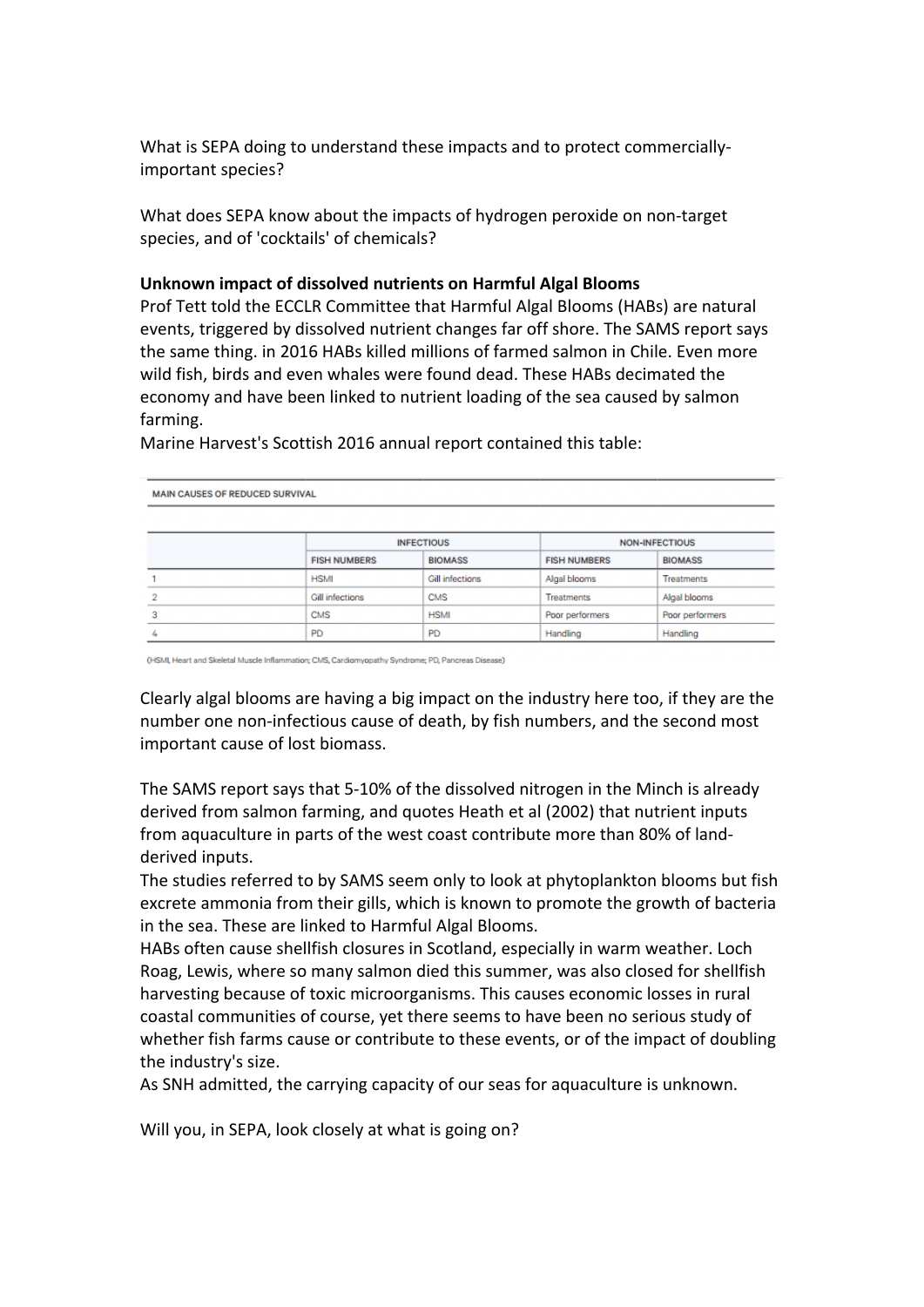What is SEPA doing to understand these impacts and to protect commercially-important species?

What does SEPA know about the impacts of hydrogen peroxide on non-target species, and of 'cocktails' of chemicals?

**Unknown impact of dissolved nutrients on Harmful Algal Blooms**

Prof Tett told the ECCLR Committee that Harmful Algal Blooms (HABs) are natural events, triggered by dissolved nutrient changes far off shore. The SAMS report says the same thing. in 2016 HABs killed millions of farmed salmon in Chile. Even more wild fish, birds and even whales were found dead. These HABs decimated the economy and have been linked to nutrient loading of the sea caused by salmon farming.

Marine Harvest's Scottish 2016 annual report contained this table:

MAIN CAUSES OF REDUCED SURVIVAL

| | INFECTIOUS | | NON-INFECTIOUS | |
|---|---|---|---|---|
| | FISH NUMBERS | BIOMASS | FISH NUMBERS | BIOMASS |
| 1 | HSMI | Gill infections | Algal blooms | Treatments |
| 2 | Gill infections | CMS | Treatments | Algal blooms |
| 3 | CMS | HSMI | Poor performers | Poor performers |
| 4 | PD | PD | Handling | Handling |

(HSMI, Heart and Skeletal Muscle Inflammation; CMS, Cardiomyopathy Syndrome; PD, Pancreas Disease)

Clearly algal blooms are having a big impact on the industry here too, if they are the number one non-infectious cause of death, by fish numbers, and the second most important cause of lost biomass.

The SAMS report says that 5-10% of the dissolved nitrogen in the Minch is already derived from salmon farming, and quotes Heath et al (2002) that nutrient inputs from aquaculture in parts of the west coast contribute more than 80% of land-derived inputs.

The studies referred to by SAMS seem only to look at phytoplankton blooms but fish excrete ammonia from their gills, which is known to promote the growth of bacteria in the sea. These are linked to Harmful Algal Blooms.

HABs often cause shellfish closures in Scotland, especially in warm weather. Loch Roag, Lewis, where so many salmon died this summer, was also closed for shellfish harvesting because of toxic microorganisms. This causes economic losses in rural coastal communities of course, yet there seems to have been no serious study of whether fish farms cause or contribute to these events, or of the impact of doubling the industry's size.

As SNH admitted, the carrying capacity of our seas for aquaculture is unknown.

Will you, in SEPA, look closely at what is going on?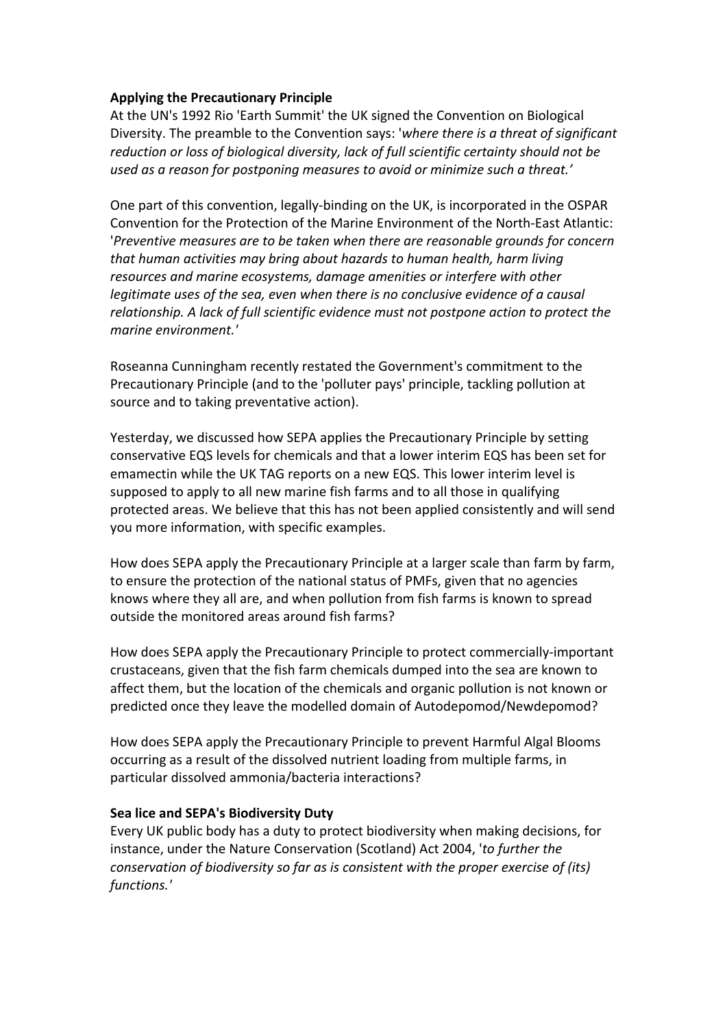**Applying the Precautionary Principle**

At the UN's 1992 Rio 'Earth Summit' the UK signed the Convention on Biological Diversity. The preamble to the Convention says: '*where there is a threat of significant reduction or loss of biological diversity, lack of full scientific certainty should not be used as a reason for postponing measures to avoid or minimize such a threat.'*

One part of this convention, legally-binding on the UK, is incorporated in the OSPAR Convention for the Protection of the Marine Environment of the North-East Atlantic: '*Preventive measures are to be taken when there are reasonable grounds for concern that human activities may bring about hazards to human health, harm living resources and marine ecosystems, damage amenities or interfere with other legitimate uses of the sea, even when there is no conclusive evidence of a causal relationship. A lack of full scientific evidence must not postpone action to protect the marine environment.'*

Roseanna Cunningham recently restated the Government's commitment to the Precautionary Principle (and to the 'polluter pays' principle, tackling pollution at source and to taking preventative action).

Yesterday, we discussed how SEPA applies the Precautionary Principle by setting conservative EQS levels for chemicals and that a lower interim EQS has been set for emamectin while the UK TAG reports on a new EQS. This lower interim level is supposed to apply to all new marine fish farms and to all those in qualifying protected areas. We believe that this has not been applied consistently and will send you more information, with specific examples.

How does SEPA apply the Precautionary Principle at a larger scale than farm by farm, to ensure the protection of the national status of PMFs, given that no agencies knows where they all are, and when pollution from fish farms is known to spread outside the monitored areas around fish farms?

How does SEPA apply the Precautionary Principle to protect commercially-important crustaceans, given that the fish farm chemicals dumped into the sea are known to affect them, but the location of the chemicals and organic pollution is not known or predicted once they leave the modelled domain of Autodepomod/Newdepomod?

How does SEPA apply the Precautionary Principle to prevent Harmful Algal Blooms occurring as a result of the dissolved nutrient loading from multiple farms, in particular dissolved ammonia/bacteria interactions?

**Sea lice and SEPA's Biodiversity Duty**

Every UK public body has a duty to protect biodiversity when making decisions, for instance, under the Nature Conservation (Scotland) Act 2004, '*to further the conservation of biodiversity so far as is consistent with the proper exercise of (its) functions.'*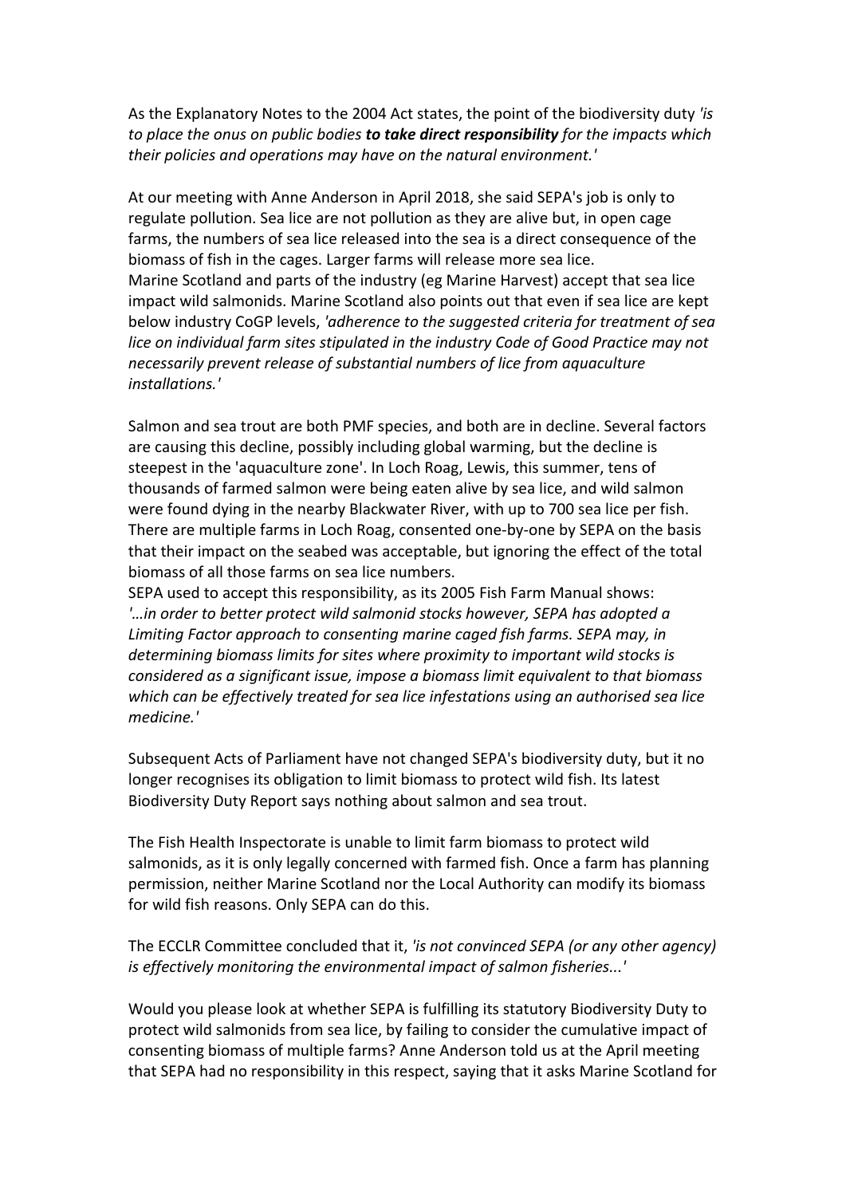As the Explanatory Notes to the 2004 Act states, the point of the biodiversity duty *'is to place the onus on public bodies **to take direct responsibility** for the impacts which their policies and operations may have on the natural environment.'*

At our meeting with Anne Anderson in April 2018, she said SEPA's job is only to regulate pollution. Sea lice are not pollution as they are alive but, in open cage farms, the numbers of sea lice released into the sea is a direct consequence of the biomass of fish in the cages. Larger farms will release more sea lice.
Marine Scotland and parts of the industry (eg Marine Harvest) accept that sea lice impact wild salmonids. Marine Scotland also points out that even if sea lice are kept below industry CoGP levels, *'adherence to the suggested criteria for treatment of sea lice on individual farm sites stipulated in the industry Code of Good Practice may not necessarily prevent release of substantial numbers of lice from aquaculture installations.'*

Salmon and sea trout are both PMF species, and both are in decline. Several factors are causing this decline, possibly including global warming, but the decline is steepest in the 'aquaculture zone'. In Loch Roag, Lewis, this summer, tens of thousands of farmed salmon were being eaten alive by sea lice, and wild salmon were found dying in the nearby Blackwater River, with up to 700 sea lice per fish. There are multiple farms in Loch Roag, consented one-by-one by SEPA on the basis that their impact on the seabed was acceptable, but ignoring the effect of the total biomass of all those farms on sea lice numbers.
SEPA used to accept this responsibility, as its 2005 Fish Farm Manual shows:
*'...in order to better protect wild salmonid stocks however, SEPA has adopted a Limiting Factor approach to consenting marine caged fish farms. SEPA may, in determining biomass limits for sites where proximity to important wild stocks is considered as a significant issue, impose a biomass limit equivalent to that biomass which can be effectively treated for sea lice infestations using an authorised sea lice medicine.'*

Subsequent Acts of Parliament have not changed SEPA's biodiversity duty, but it no longer recognises its obligation to limit biomass to protect wild fish. Its latest Biodiversity Duty Report says nothing about salmon and sea trout.

The Fish Health Inspectorate is unable to limit farm biomass to protect wild salmonids, as it is only legally concerned with farmed fish. Once a farm has planning permission, neither Marine Scotland nor the Local Authority can modify its biomass for wild fish reasons. Only SEPA can do this.

The ECCLR Committee concluded that it, *'is not convinced SEPA (or any other agency) is effectively monitoring the environmental impact of salmon fisheries...'*

Would you please look at whether SEPA is fulfilling its statutory Biodiversity Duty to protect wild salmonids from sea lice, by failing to consider the cumulative impact of consenting biomass of multiple farms? Anne Anderson told us at the April meeting that SEPA had no responsibility in this respect, saying that it asks Marine Scotland for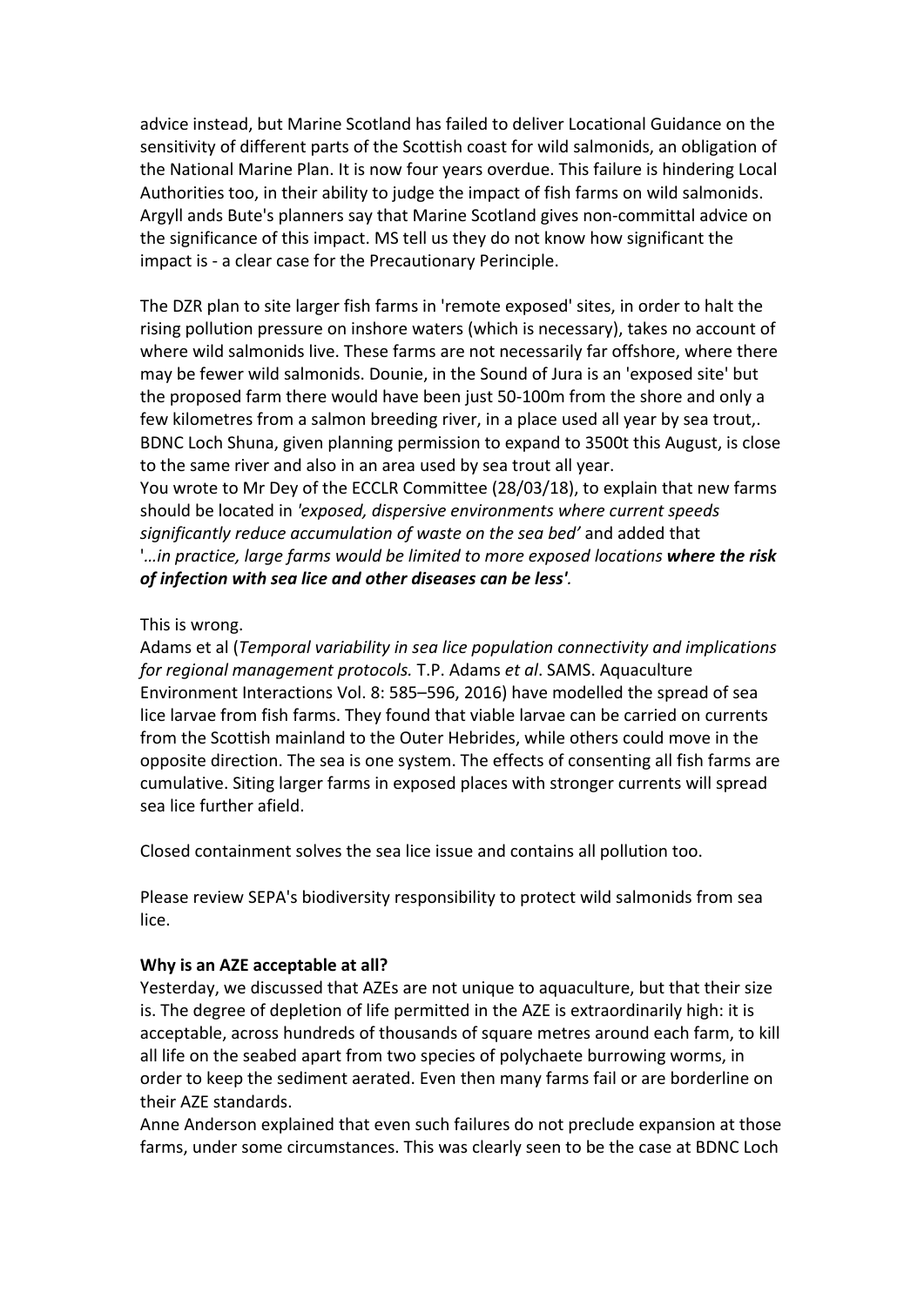advice instead, but Marine Scotland has failed to deliver Locational Guidance on the sensitivity of different parts of the Scottish coast for wild salmonids, an obligation of the National Marine Plan. It is now four years overdue. This failure is hindering Local Authorities too, in their ability to judge the impact of fish farms on wild salmonids. Argyll ands Bute's planners say that Marine Scotland gives non-committal advice on the significance of this impact. MS tell us they do not know how significant the impact is - a clear case for the Precautionary Perinciple.

The DZR plan to site larger fish farms in 'remote exposed' sites, in order to halt the rising pollution pressure on inshore waters (which is necessary), takes no account of where wild salmonids live. These farms are not necessarily far offshore, where there may be fewer wild salmonids. Dounie, in the Sound of Jura is an 'exposed site' but the proposed farm there would have been just 50-100m from the shore and only a few kilometres from a salmon breeding river, in a place used all year by sea trout,. BDNC Loch Shuna, given planning permission to expand to 3500t this August, is close to the same river and also in an area used by sea trout all year.
You wrote to Mr Dey of the ECCLR Committee (28/03/18), to explain that new farms should be located in *'exposed, dispersive environments where current speeds significantly reduce accumulation of waste on the sea bed'* and added that '*...in practice, large farms would be limited to more exposed locations* ***where the risk of infection with sea lice and other diseases can be less'***.

This is wrong.
Adams et al (*Temporal variability in sea lice population connectivity and implications for regional management protocols.* T.P. Adams *et al*. SAMS. Aquaculture Environment Interactions Vol. 8: 585–596, 2016) have modelled the spread of sea lice larvae from fish farms. They found that viable larvae can be carried on currents from the Scottish mainland to the Outer Hebrides, while others could move in the opposite direction. The sea is one system. The effects of consenting all fish farms are cumulative. Siting larger farms in exposed places with stronger currents will spread sea lice further afield.

Closed containment solves the sea lice issue and contains all pollution too.

Please review SEPA's biodiversity responsibility to protect wild salmonids from sea lice.

**Why is an AZE acceptable at all?**
Yesterday, we discussed that AZEs are not unique to aquaculture, but that their size is. The degree of depletion of life permitted in the AZE is extraordinarily high: it is acceptable, across hundreds of thousands of square metres around each farm, to kill all life on the seabed apart from two species of polychaete burrowing worms, in order to keep the sediment aerated. Even then many farms fail or are borderline on their AZE standards.
Anne Anderson explained that even such failures do not preclude expansion at those farms, under some circumstances. This was clearly seen to be the case at BDNC Loch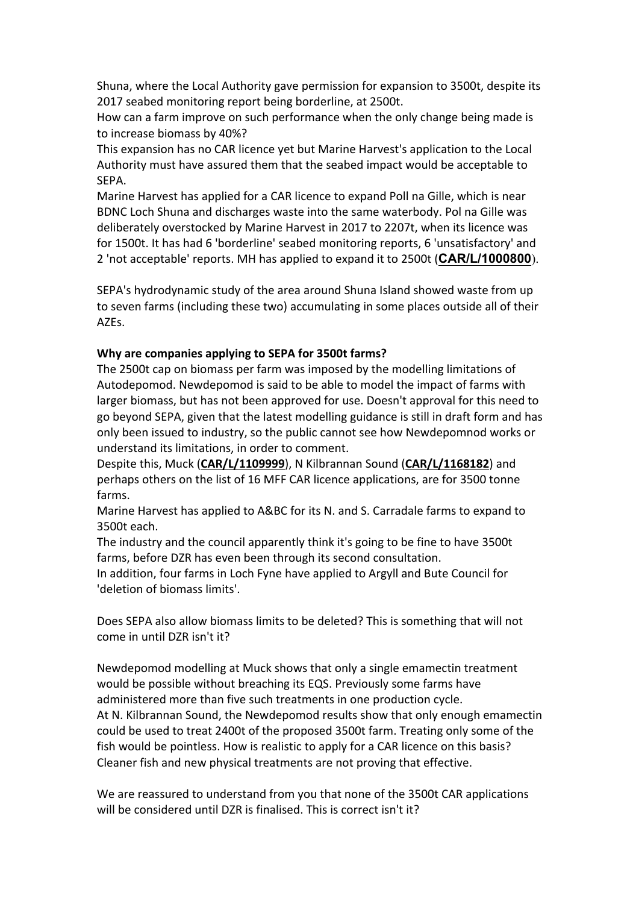Shuna, where the Local Authority gave permission for expansion to 3500t, despite its 2017 seabed monitoring report being borderline, at 2500t.
How can a farm improve on such performance when the only change being made is to increase biomass by 40%?
This expansion has no CAR licence yet but Marine Harvest's application to the Local Authority must have assured them that the seabed impact would be acceptable to SEPA.
Marine Harvest has applied for a CAR licence to expand Poll na Gille, which is near BDNC Loch Shuna and discharges waste into the same waterbody. Pol na Gille was deliberately overstocked by Marine Harvest in 2017 to 2207t, when its licence was for 1500t. It has had 6 'borderline' seabed monitoring reports, 6 'unsatisfactory' and 2 'not acceptable' reports. MH has applied to expand it to 2500t (**CAR/L/1000800**).

SEPA's hydrodynamic study of the area around Shuna Island showed waste from up to seven farms (including these two) accumulating in some places outside all of their AZEs.

**Why are companies applying to SEPA for 3500t farms?**
The 2500t cap on biomass per farm was imposed by the modelling limitations of Autodepomod. Newdepomod is said to be able to model the impact of farms with larger biomass, but has not been approved for use. Doesn't approval for this need to go beyond SEPA, given that the latest modelling guidance is still in draft form and has only been issued to industry, so the public cannot see how Newdepomnod works or understand its limitations, in order to comment.
Despite this, Muck (**CAR/L/1109999**), N Kilbrannan Sound (**CAR/L/1168182**) and perhaps others on the list of 16 MFF CAR licence applications, are for 3500 tonne farms.
Marine Harvest has applied to A&BC for its N. and S. Carradale farms to expand to 3500t each.
The industry and the council apparently think it's going to be fine to have 3500t farms, before DZR has even been through its second consultation.
In addition, four farms in Loch Fyne have applied to Argyll and Bute Council for 'deletion of biomass limits'.

Does SEPA also allow biomass limits to be deleted? This is something that will not come in until DZR isn't it?

Newdepomod modelling at Muck shows that only a single emamectin treatment would be possible without breaching its EQS. Previously some farms have administered more than five such treatments in one production cycle.
At N. Kilbrannan Sound, the Newdepomod results show that only enough emamectin could be used to treat 2400t of the proposed 3500t farm. Treating only some of the fish would be pointless. How is realistic to apply for a CAR licence on this basis? Cleaner fish and new physical treatments are not proving that effective.

We are reassured to understand from you that none of the 3500t CAR applications will be considered until DZR is finalised. This is correct isn't it?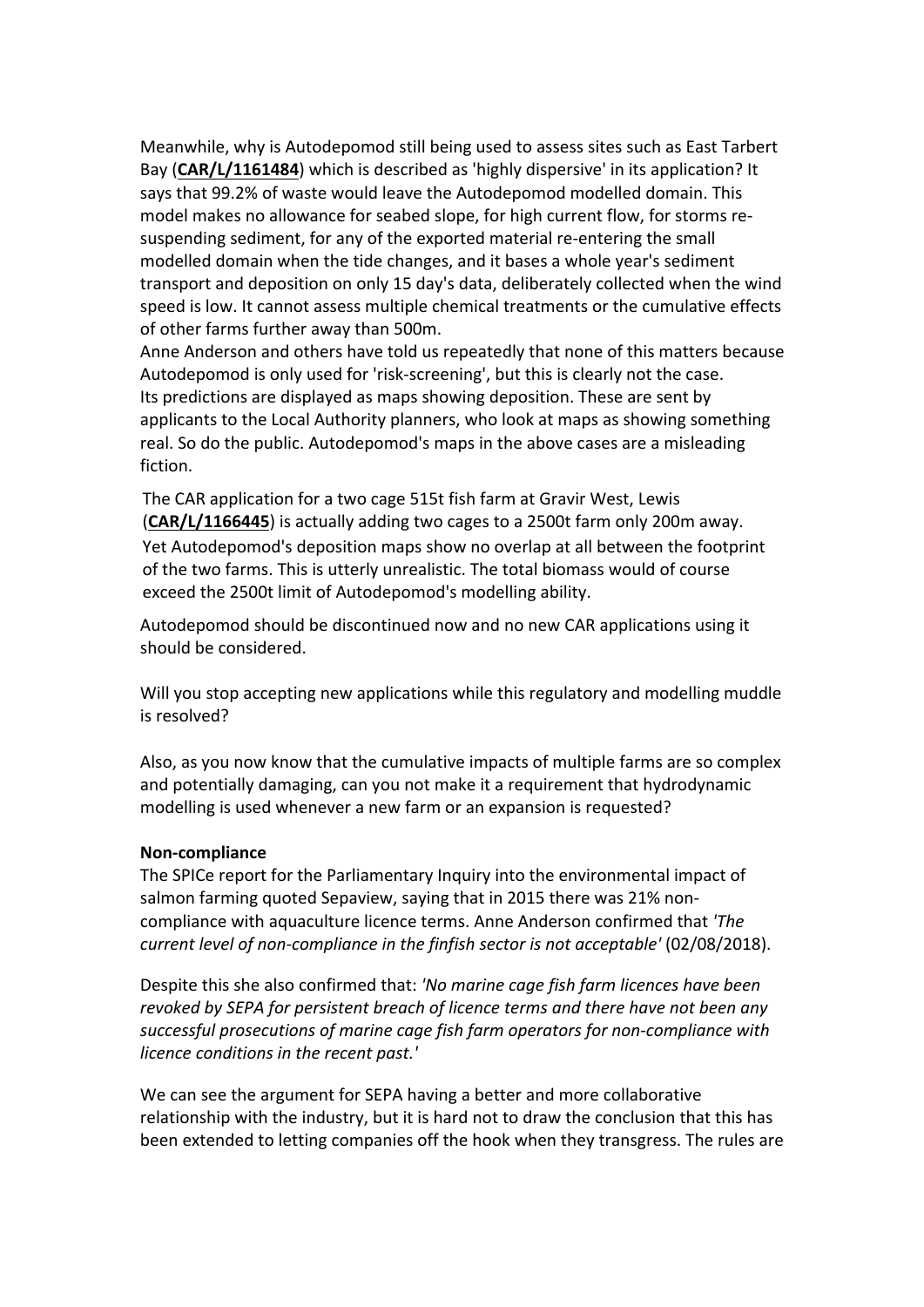Meanwhile, why is Autodepomod still being used to assess sites such as East Tarbert Bay (**CAR/L/1161484**) which is described as 'highly dispersive' in its application? It says that 99.2% of waste would leave the Autodepomod modelled domain. This model makes no allowance for seabed slope, for high current flow, for storms re-suspending sediment, for any of the exported material re-entering the small modelled domain when the tide changes, and it bases a whole year's sediment transport and deposition on only 15 day's data, deliberately collected when the wind speed is low. It cannot assess multiple chemical treatments or the cumulative effects of other farms further away than 500m.

Anne Anderson and others have told us repeatedly that none of this matters because Autodepomod is only used for 'risk-screening', but this is clearly not the case. Its predictions are displayed as maps showing deposition. These are sent by applicants to the Local Authority planners, who look at maps as showing something real. So do the public. Autodepomod's maps in the above cases are a misleading fiction.

The CAR application for a two cage 515t fish farm at Gravir West, Lewis (**CAR/L/1166445**) is actually adding two cages to a 2500t farm only 200m away. Yet Autodepomod's deposition maps show no overlap at all between the footprint of the two farms. This is utterly unrealistic. The total biomass would of course exceed the 2500t limit of Autodepomod's modelling ability.

Autodepomod should be discontinued now and no new CAR applications using it should be considered.

Will you stop accepting new applications while this regulatory and modelling muddle is resolved?

Also, as you now know that the cumulative impacts of multiple farms are so complex and potentially damaging, can you not make it a requirement that hydrodynamic modelling is used whenever a new farm or an expansion is requested?

**Non-compliance**

The SPICe report for the Parliamentary Inquiry into the environmental impact of salmon farming quoted Sepaview, saying that in 2015 there was 21% non-compliance with aquaculture licence terms. Anne Anderson confirmed that *'The current level of non-compliance in the finfish sector is not acceptable'* (02/08/2018).

Despite this she also confirmed that: *'No marine cage fish farm licences have been revoked by SEPA for persistent breach of licence terms and there have not been any successful prosecutions of marine cage fish farm operators for non-compliance with licence conditions in the recent past.'*

We can see the argument for SEPA having a better and more collaborative relationship with the industry, but it is hard not to draw the conclusion that this has been extended to letting companies off the hook when they transgress. The rules are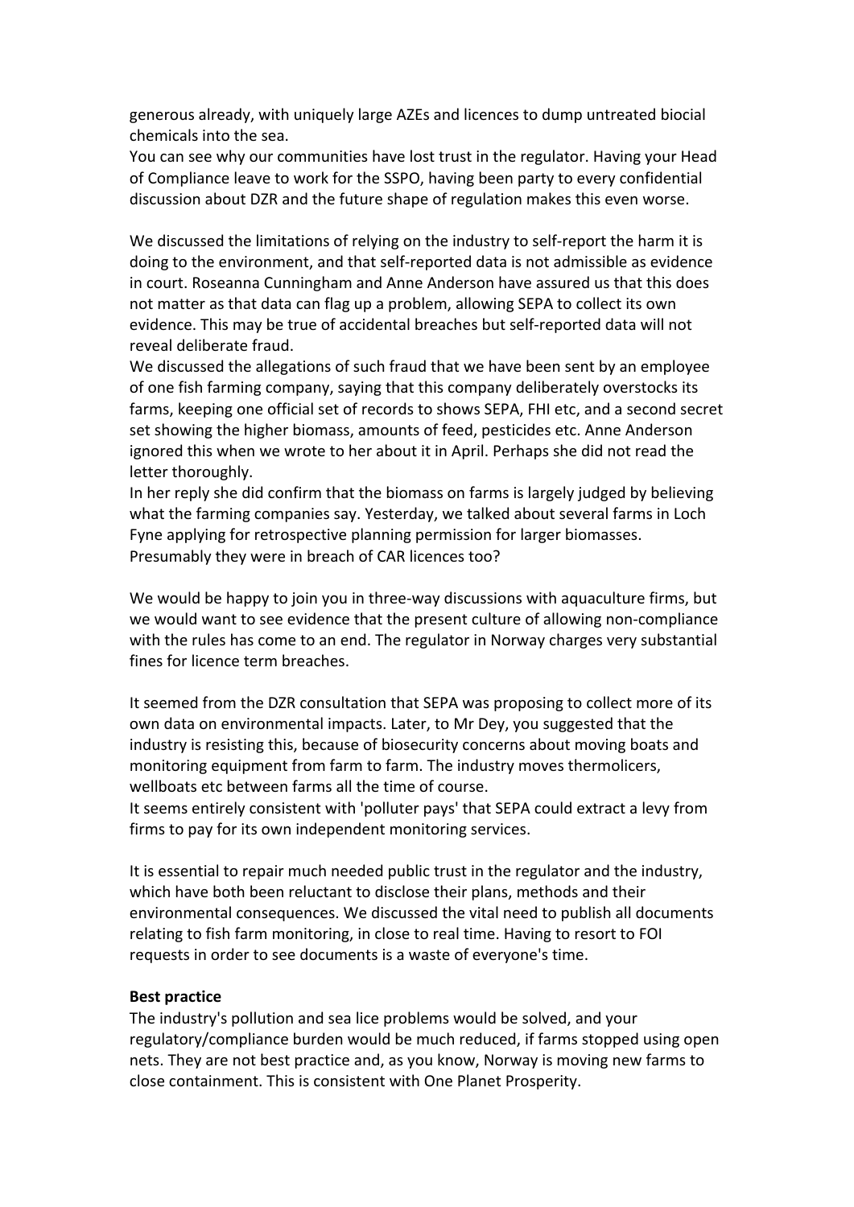generous already, with uniquely large AZEs and licences to dump untreated biocial chemicals into the sea.
You can see why our communities have lost trust in the regulator. Having your Head of Compliance leave to work for the SSPO, having been party to every confidential discussion about DZR and the future shape of regulation makes this even worse.

We discussed the limitations of relying on the industry to self-report the harm it is doing to the environment, and that self-reported data is not admissible as evidence in court. Roseanna Cunningham and Anne Anderson have assured us that this does not matter as that data can flag up a problem, allowing SEPA to collect its own evidence. This may be true of accidental breaches but self-reported data will not reveal deliberate fraud.
We discussed the allegations of such fraud that we have been sent by an employee of one fish farming company, saying that this company deliberately overstocks its farms, keeping one official set of records to shows SEPA, FHI etc, and a second secret set showing the higher biomass, amounts of feed, pesticides etc. Anne Anderson ignored this when we wrote to her about it in April. Perhaps she did not read the letter thoroughly.
In her reply she did confirm that the biomass on farms is largely judged by believing what the farming companies say. Yesterday, we talked about several farms in Loch Fyne applying for retrospective planning permission for larger biomasses. Presumably they were in breach of CAR licences too?

We would be happy to join you in three-way discussions with aquaculture firms, but we would want to see evidence that the present culture of allowing non-compliance with the rules has come to an end. The regulator in Norway charges very substantial fines for licence term breaches.

It seemed from the DZR consultation that SEPA was proposing to collect more of its own data on environmental impacts. Later, to Mr Dey, you suggested that the industry is resisting this, because of biosecurity concerns about moving boats and monitoring equipment from farm to farm. The industry moves thermolicers, wellboats etc between farms all the time of course.
It seems entirely consistent with 'polluter pays' that SEPA could extract a levy from firms to pay for its own independent monitoring services.

It is essential to repair much needed public trust in the regulator and the industry, which have both been reluctant to disclose their plans, methods and their environmental consequences. We discussed the vital need to publish all documents relating to fish farm monitoring, in close to real time. Having to resort to FOI requests in order to see documents is a waste of everyone's time.

**Best practice**
The industry's pollution and sea lice problems would be solved, and your regulatory/compliance burden would be much reduced, if farms stopped using open nets. They are not best practice and, as you know, Norway is moving new farms to close containment. This is consistent with One Planet Prosperity.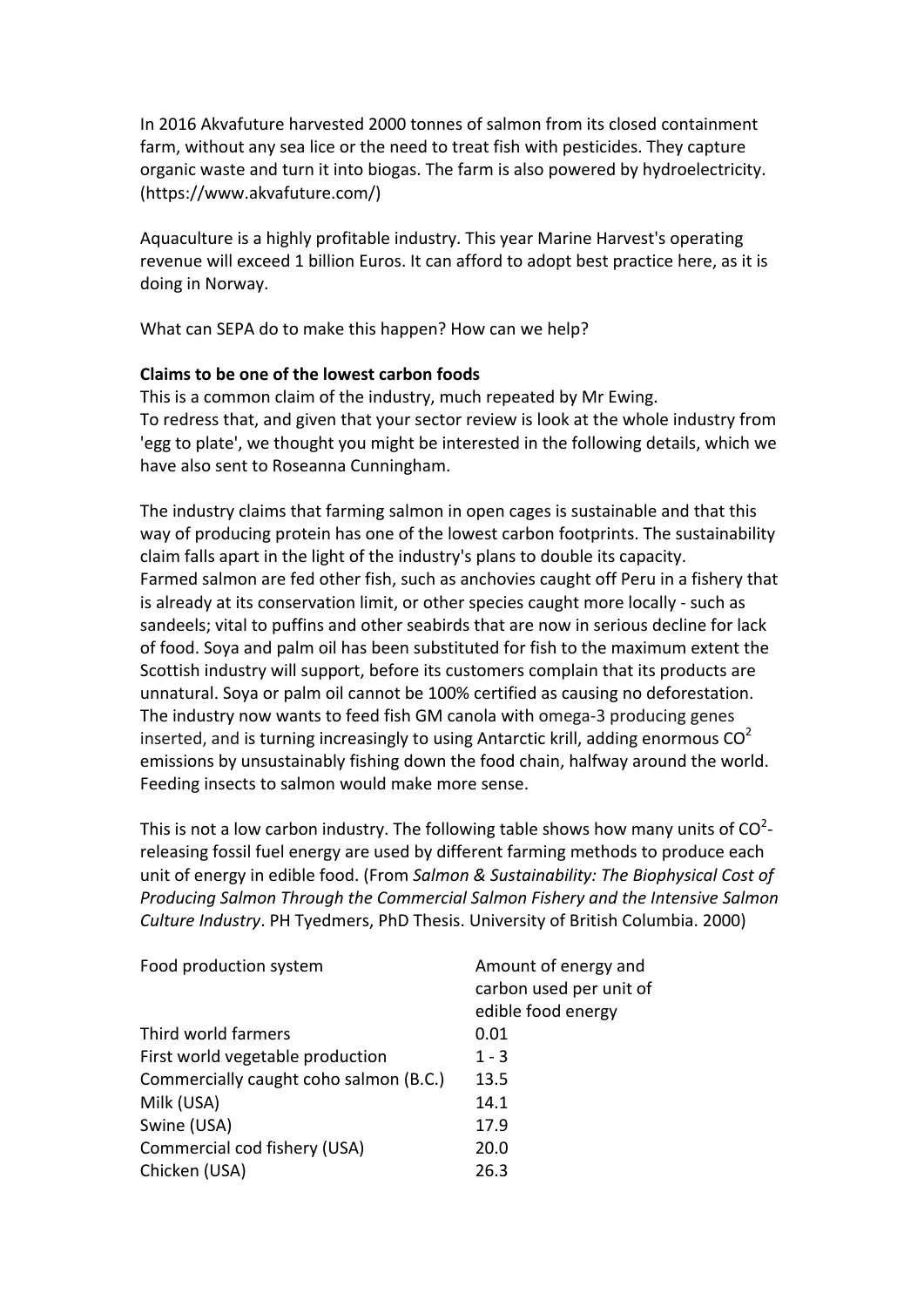In 2016 Akvafuture harvested 2000 tonnes of salmon from its closed containment farm, without any sea lice or the need to treat fish with pesticides. They capture organic waste and turn it into biogas. The farm is also powered by hydroelectricity. (https://www.akvafuture.com/)

Aquaculture is a highly profitable industry. This year Marine Harvest's operating revenue will exceed 1 billion Euros. It can afford to adopt best practice here, as it is doing in Norway.

What can SEPA do to make this happen? How can we help?

**Claims to be one of the lowest carbon foods**

This is a common claim of the industry, much repeated by Mr Ewing.
To redress that, and given that your sector review is look at the whole industry from 'egg to plate', we thought you might be interested in the following details, which we have also sent to Roseanna Cunningham.

The industry claims that farming salmon in open cages is sustainable and that this way of producing protein has one of the lowest carbon footprints. The sustainability claim falls apart in the light of the industry's plans to double its capacity.
Farmed salmon are fed other fish, such as anchovies caught off Peru in a fishery that is already at its conservation limit, or other species caught more locally - such as sandeels; vital to puffins and other seabirds that are now in serious decline for lack of food. Soya and palm oil has been substituted for fish to the maximum extent the Scottish industry will support, before its customers complain that its products are unnatural. Soya or palm oil cannot be 100% certified as causing no deforestation. The industry now wants to feed fish GM canola with omega-3 producing genes inserted, and is turning increasingly to using Antarctic krill, adding enormous $CO^2$ emissions by unsustainably fishing down the food chain, halfway around the world. Feeding insects to salmon would make more sense.

This is not a low carbon industry. The following table shows how many units of $CO^2$-releasing fossil fuel energy are used by different farming methods to produce each unit of energy in edible food. (From *Salmon & Sustainability: The Biophysical Cost of Producing Salmon Through the Commercial Salmon Fishery and the Intensive Salmon Culture Industry*. PH Tyedmers, PhD Thesis. University of British Columbia. 2000)

| Food production system | Amount of energy and carbon used per unit of edible food energy |
|---|---|
| Third world farmers | 0.01 |
| First world vegetable production | 1 - 3 |
| Commercially caught coho salmon (B.C.) | 13.5 |
| Milk (USA) | 14.1 |
| Swine (USA) | 17.9 |
| Commercial cod fishery (USA) | 20.0 |
| Chicken (USA) | 26.3 |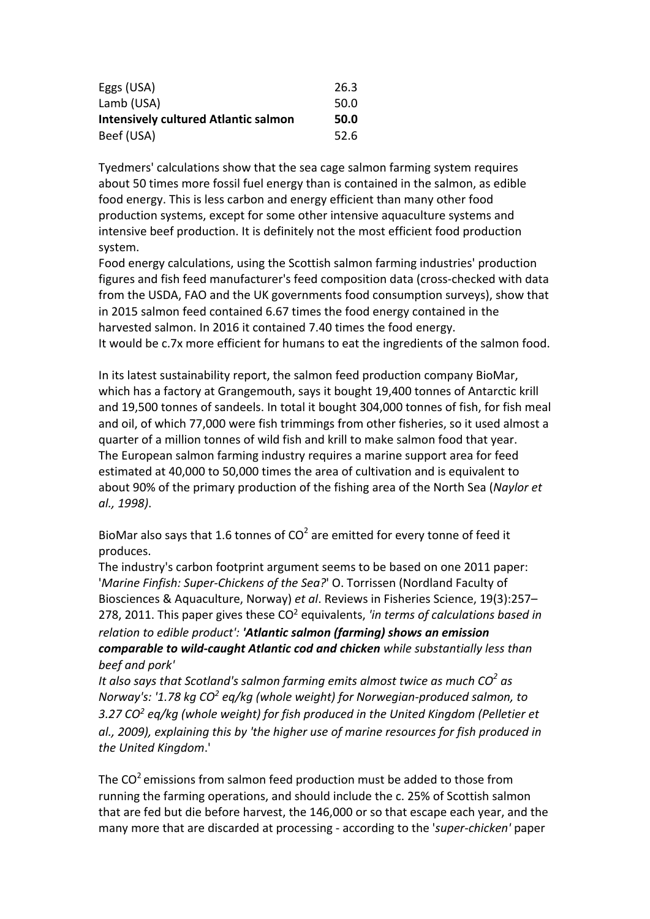| | |
|---|---|
| Eggs (USA) | 26.3 |
| Lamb (USA) | 50.0 |
| **Intensively cultured Atlantic salmon** | **50.0** |
| Beef (USA) | 52.6 |

Tyedmers' calculations show that the sea cage salmon farming system requires about 50 times more fossil fuel energy than is contained in the salmon, as edible food energy. This is less carbon and energy efficient than many other food production systems, except for some other intensive aquaculture systems and intensive beef production. It is definitely not the most efficient food production system.

Food energy calculations, using the Scottish salmon farming industries' production figures and fish feed manufacturer's feed composition data (cross-checked with data from the USDA, FAO and the UK governments food consumption surveys), show that in 2015 salmon feed contained 6.67 times the food energy contained in the harvested salmon. In 2016 it contained 7.40 times the food energy.

It would be c.7x more efficient for humans to eat the ingredients of the salmon food.

In its latest sustainability report, the salmon feed production company BioMar, which has a factory at Grangemouth, says it bought 19,400 tonnes of Antarctic krill and 19,500 tonnes of sandeels. In total it bought 304,000 tonnes of fish, for fish meal and oil, of which 77,000 were fish trimmings from other fisheries, so it used almost a quarter of a million tonnes of wild fish and krill to make salmon food that year.

The European salmon farming industry requires a marine support area for feed estimated at 40,000 to 50,000 times the area of cultivation and is equivalent to about 90% of the primary production of the fishing area of the North Sea (*Naylor et al., 1998)*.

BioMar also says that 1.6 tonnes of $CO^2$ are emitted for every tonne of feed it produces.

The industry's carbon footprint argument seems to be based on one 2011 paper: '*Marine Finfish: Super-Chickens of the Sea?*' O. Torrissen (Nordland Faculty of Biosciences & Aquaculture, Norway) *et al*. Reviews in Fisheries Science, 19(3):257–278, 2011. This paper gives these $CO^2$ equivalents, *'in terms of calculations based in relation to edible product': **'Atlantic salmon (farming) shows an emission comparable to wild-caught Atlantic cod and chicken** while substantially less than beef and pork'*

*It also says that Scotland's salmon farming emits almost twice as much $CO^2$ as Norway's: '1.78 kg $CO^2$ eq/kg (whole weight) for Norwegian-produced salmon, to 3.27 $CO^2$ eq/kg (whole weight) for fish produced in the United Kingdom (Pelletier et al., 2009), explaining this by 'the higher use of marine resources for fish produced in the United Kingdom*.'

The $CO^2$ emissions from salmon feed production must be added to those from running the farming operations, and should include the c. 25% of Scottish salmon that are fed but die before harvest, the 146,000 or so that escape each year, and the many more that are discarded at processing - according to the '*super-chicken*' paper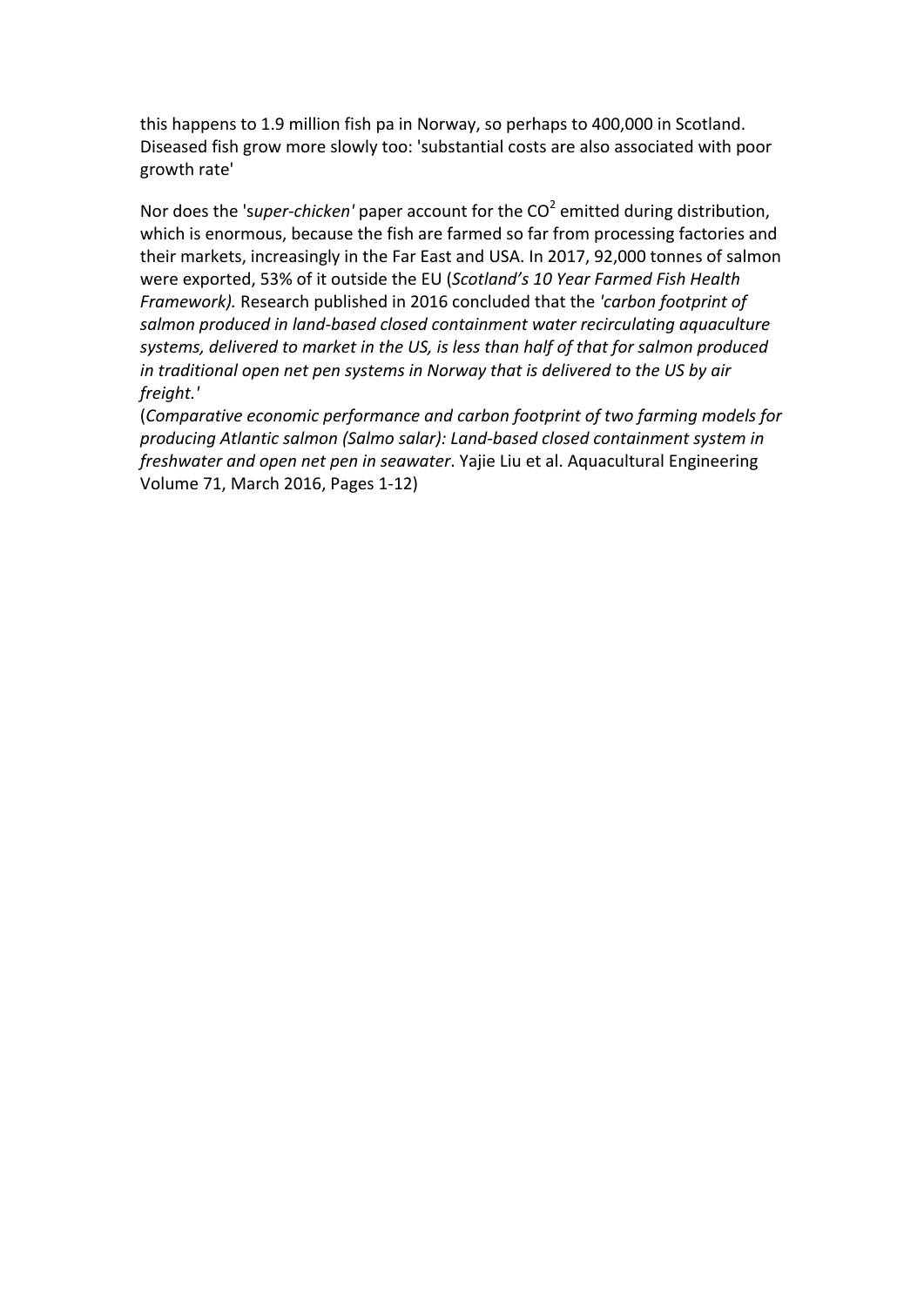this happens to 1.9 million fish pa in Norway, so perhaps to 400,000 in Scotland. Diseased fish grow more slowly too: 'substantial costs are also associated with poor growth rate'

Nor does the 's*uper-chicken'* paper account for the $CO^2$ emitted during distribution, which is enormous, because the fish are farmed so far from processing factories and their markets, increasingly in the Far East and USA. In 2017, 92,000 tonnes of salmon were exported, 53% of it outside the EU (*Scotland's 10 Year Farmed Fish Health Framework).* Research published in 2016 concluded that the *'carbon footprint of salmon produced in land-based closed containment water recirculating aquaculture systems, delivered to market in the US, is less than half of that for salmon produced in traditional open net pen systems in Norway that is delivered to the US by air freight.'*
(*Comparative economic performance and carbon footprint of two farming models for producing Atlantic salmon (Salmo salar): Land-based closed containment system in freshwater and open net pen in seawater*. Yajie Liu et al. Aquacultural Engineering Volume 71, March 2016, Pages 1-12)